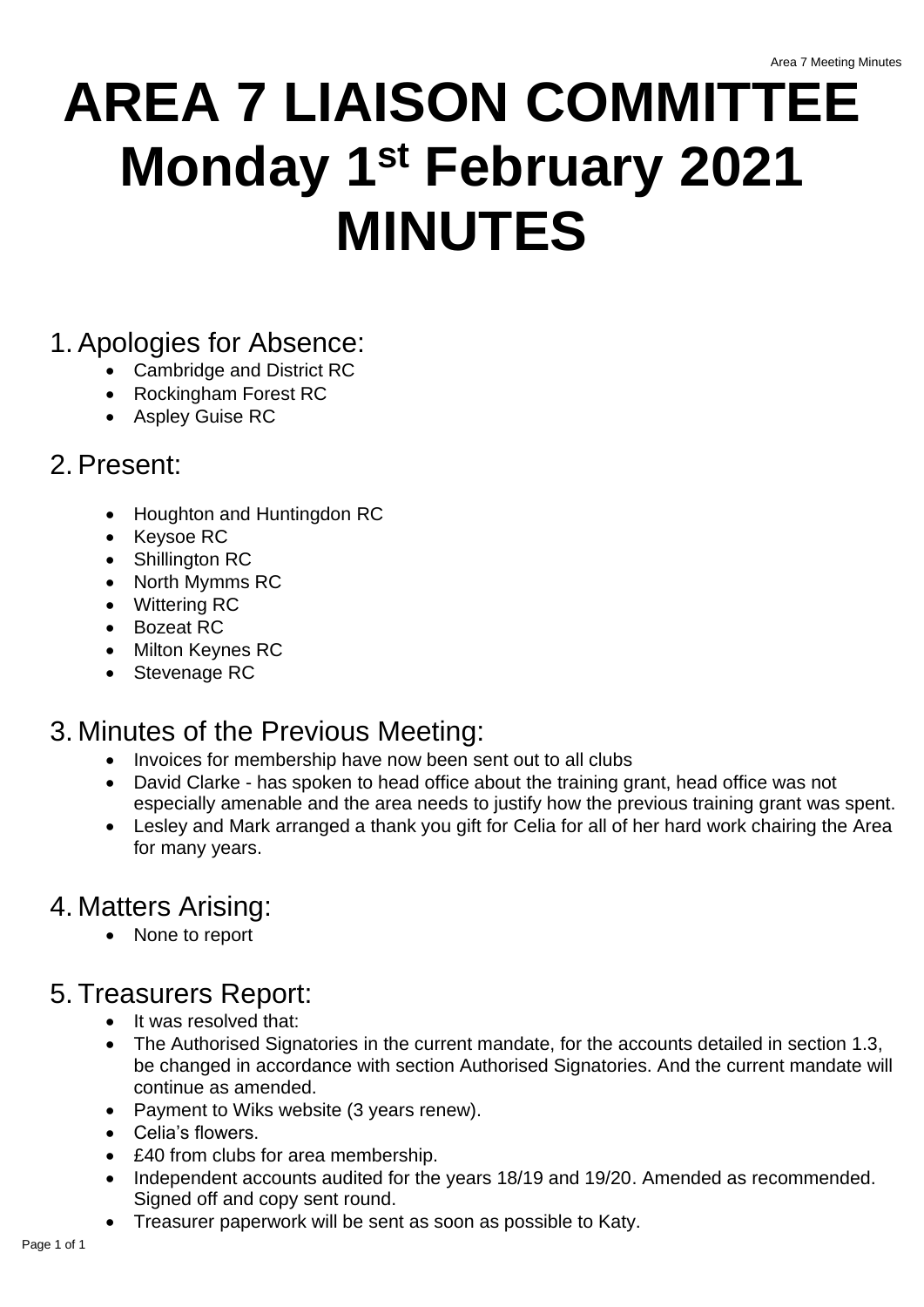# AREA 7 LIAISON COMMITTEE Monday 1st February 2021 MINUTES

## 1. Apologies for Absence:

- Cambridge and District RC
- Rockingham Forest RC
- Aspley Guise RC

## 2. Present:

- Houghton and Huntingdon RC
- Keysoe RC
- Shillington RC
- North Mymms RC
- Wittering RC
- Bozeat RC
- Milton Keynes RC
- Stevenage RC

## 3. Minutes of the Previous Meeting:

- Invoices for membership have now been sent out to all clubs
- David Clarke - has spoken to head office about the training grant, head office was not especially amenable and the area needs to justify how the previous training grant was spent.
- Lesley and Mark arranged a thank you gift for Celia for all of her hard work chairing the Area for many years.

## 4. Matters Arising:

- None to report

## 5. Treasurers Report:

- It was resolved that:
- The Authorised Signatories in the current mandate, for the accounts detailed in section 1.3, be changed in accordance with section Authorised Signatories. And the current mandate will continue as amended.
- Payment to Wiks website (3 years renew).
- Celia's flowers.
- £40 from clubs for area membership.
- Independent accounts audited for the years 18/19 and 19/20. Amended as recommended. Signed off and copy sent round.
- Treasurer paperwork will be sent as soon as possible to Katy.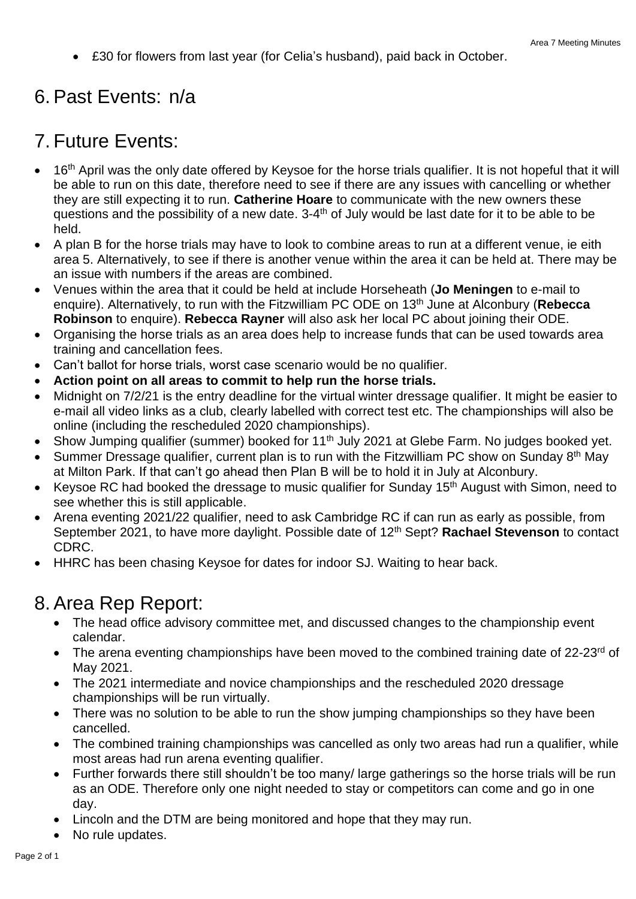- £30 for flowers from last year (for Celia's husband), paid back in October.

# 6. Past Events: n/a

# 7. Future Events:

- 16th April was the only date offered by Keysoe for the horse trials qualifier. It is not hopeful that it will be able to run on this date, therefore need to see if there are any issues with cancelling or whether they are still expecting it to run. **Catherine Hoare** to communicate with the new owners these questions and the possibility of a new date. 3-4th of July would be last date for it to be able to be held.
- A plan B for the horse trials may have to look to combine areas to run at a different venue, ie eith area 5. Alternatively, to see if there is another venue within the area it can be held at. There may be an issue with numbers if the areas are combined.
- Venues within the area that it could be held at include Horseheath (**Jo Meningen** to e-mail to enquire). Alternatively, to run with the Fitzwilliam PC ODE on 13th June at Alconbury (**Rebecca Robinson** to enquire). **Rebecca Rayner** will also ask her local PC about joining their ODE.
- Organising the horse trials as an area does help to increase funds that can be used towards area training and cancellation fees.
- Can't ballot for horse trials, worst case scenario would be no qualifier.
- **Action point on all areas to commit to help run the horse trials.**
- Midnight on 7/2/21 is the entry deadline for the virtual winter dressage qualifier. It might be easier to e-mail all video links as a club, clearly labelled with correct test etc. The championships will also be online (including the rescheduled 2020 championships).
- Show Jumping qualifier (summer) booked for 11th July 2021 at Glebe Farm. No judges booked yet.
- Summer Dressage qualifier, current plan is to run with the Fitzwilliam PC show on Sunday 8th May at Milton Park. If that can't go ahead then Plan B will be to hold it in July at Alconbury.
- Keysoe RC had booked the dressage to music qualifier for Sunday 15th August with Simon, need to see whether this is still applicable.
- Arena eventing 2021/22 qualifier, need to ask Cambridge RC if can run as early as possible, from September 2021, to have more daylight. Possible date of 12th Sept? **Rachael Stevenson** to contact CDRC.
- HHRC has been chasing Keysoe for dates for indoor SJ. Waiting to hear back.

# 8. Area Rep Report:

- The head office advisory committee met, and discussed changes to the championship event calendar.
- The arena eventing championships have been moved to the combined training date of 22-23rd of May 2021.
- The 2021 intermediate and novice championships and the rescheduled 2020 dressage championships will be run virtually.
- There was no solution to be able to run the show jumping championships so they have been cancelled.
- The combined training championships was cancelled as only two areas had run a qualifier, while most areas had run arena eventing qualifier.
- Further forwards there still shouldn't be too many/ large gatherings so the horse trials will be run as an ODE. Therefore only one night needed to stay or competitors can come and go in one day.
- Lincoln and the DTM are being monitored and hope that they may run.
- No rule updates.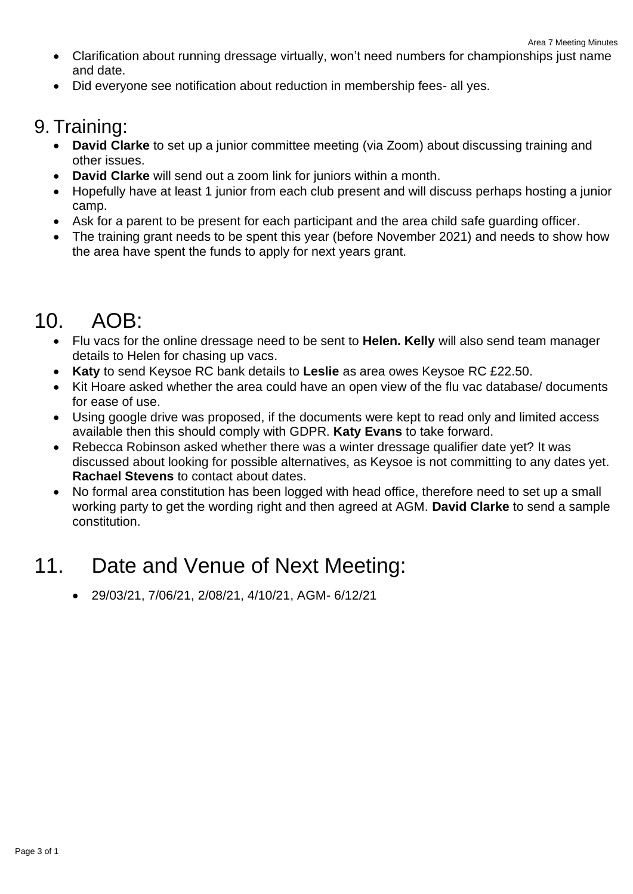- Clarification about running dressage virtually, won't need numbers for championships just name and date.
- Did everyone see notification about reduction in membership fees- all yes.

## 9. Training:

- **David Clarke** to set up a junior committee meeting (via Zoom) about discussing training and other issues.
- **David Clarke** will send out a zoom link for juniors within a month.
- Hopefully have at least 1 junior from each club present and will discuss perhaps hosting a junior camp.
- Ask for a parent to be present for each participant and the area child safe guarding officer.
- The training grant needs to be spent this year (before November 2021) and needs to show how the area have spent the funds to apply for next years grant.

## 10. AOB:

- Flu vacs for the online dressage need to be sent to **Helen. Kelly** will also send team manager details to Helen for chasing up vacs.
- **Katy** to send Keysoe RC bank details to **Leslie** as area owes Keysoe RC £22.50.
- Kit Hoare asked whether the area could have an open view of the flu vac database/ documents for ease of use.
- Using google drive was proposed, if the documents were kept to read only and limited access available then this should comply with GDPR. **Katy Evans** to take forward.
- Rebecca Robinson asked whether there was a winter dressage qualifier date yet? It was discussed about looking for possible alternatives, as Keysoe is not committing to any dates yet. **Rachael Stevens** to contact about dates.
- No formal area constitution has been logged with head office, therefore need to set up a small working party to get the wording right and then agreed at AGM. **David Clarke** to send a sample constitution.

## 11. Date and Venue of Next Meeting:

- 29/03/21, 7/06/21, 2/08/21, 4/10/21, AGM- 6/12/21